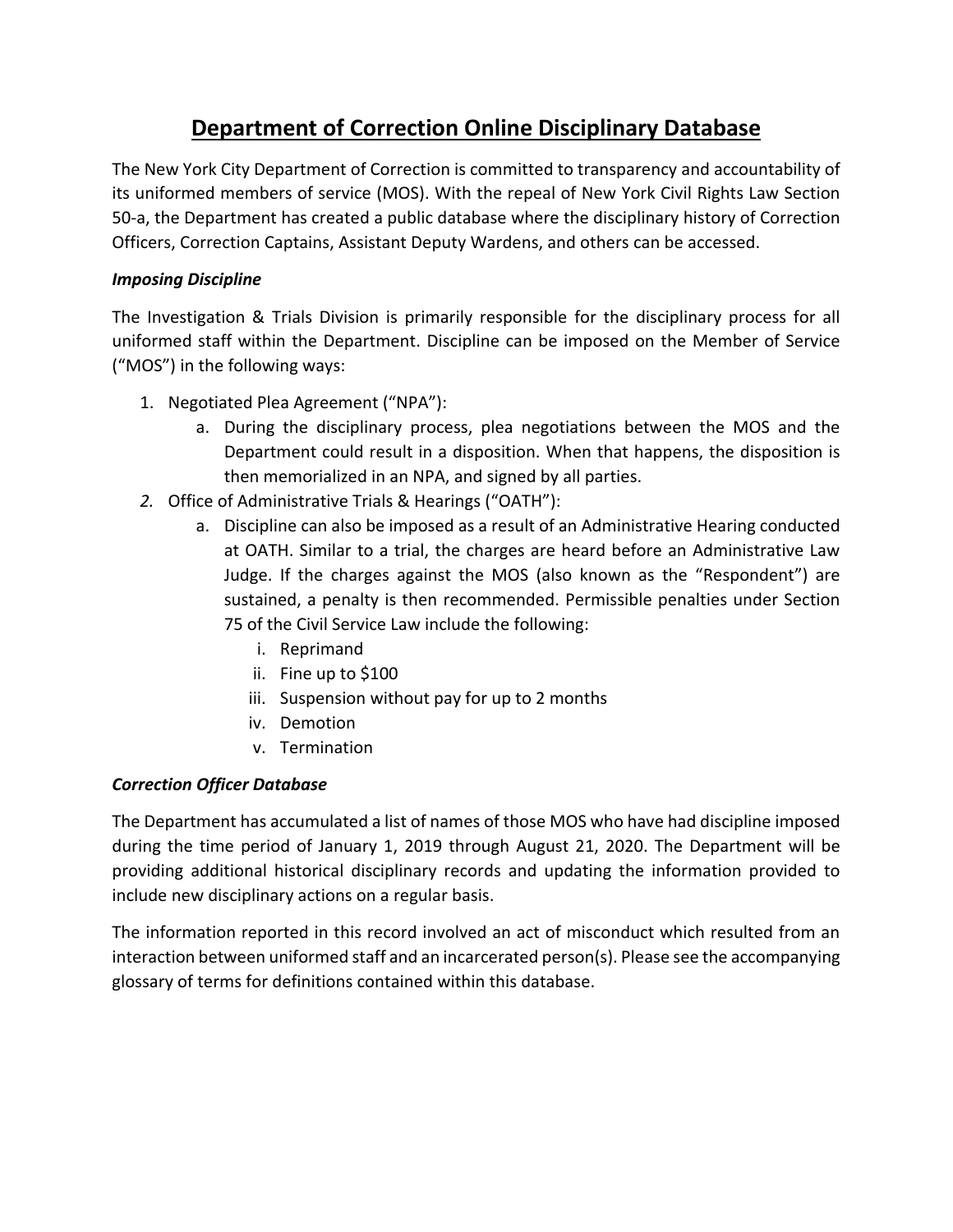# Department of Correction Online Disciplinary Database

The New York City Department of Correction is committed to transparency and accountability of its uniformed members of service (MOS). With the repeal of New York Civil Rights Law Section 50-a, the Department has created a public database where the disciplinary history of Correction Officers, Correction Captains, Assistant Deputy Wardens, and others can be accessed.

### *Imposing Discipline*

The Investigation & Trials Division is primarily responsible for the disciplinary process for all uniformed staff within the Department. Discipline can be imposed on the Member of Service ("MOS") in the following ways:

1. Negotiated Plea Agreement ("NPA"):
   a. During the disciplinary process, plea negotiations between the MOS and the Department could result in a disposition. When that happens, the disposition is then memorialized in an NPA, and signed by all parties.
2. Office of Administrative Trials & Hearings ("OATH"):
   a. Discipline can also be imposed as a result of an Administrative Hearing conducted at OATH. Similar to a trial, the charges are heard before an Administrative Law Judge. If the charges against the MOS (also known as the "Respondent") are sustained, a penalty is then recommended. Permissible penalties under Section 75 of the Civil Service Law include the following:
      i. Reprimand
      ii. Fine up to $100
      iii. Suspension without pay for up to 2 months
      iv. Demotion
      v. Termination

### *Correction Officer Database*

The Department has accumulated a list of names of those MOS who have had discipline imposed during the time period of January 1, 2019 through August 21, 2020. The Department will be providing additional historical disciplinary records and updating the information provided to include new disciplinary actions on a regular basis.

The information reported in this record involved an act of misconduct which resulted from an interaction between uniformed staff and an incarcerated person(s). Please see the accompanying glossary of terms for definitions contained within this database.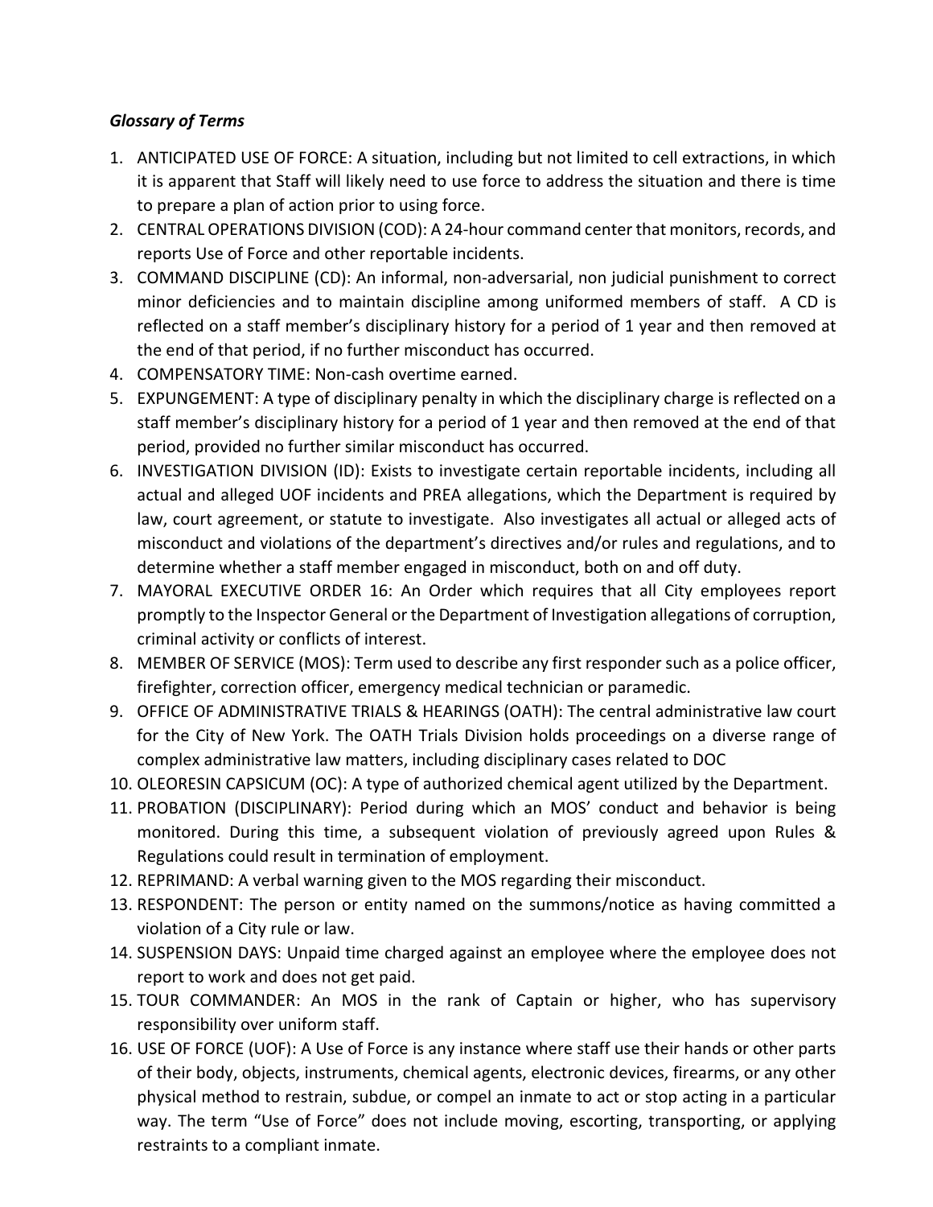***Glossary of Terms***

1. ANTICIPATED USE OF FORCE: A situation, including but not limited to cell extractions, in which it is apparent that Staff will likely need to use force to address the situation and there is time to prepare a plan of action prior to using force.
2. CENTRAL OPERATIONS DIVISION (COD): A 24-hour command center that monitors, records, and reports Use of Force and other reportable incidents.
3. COMMAND DISCIPLINE (CD): An informal, non-adversarial, non judicial punishment to correct minor deficiencies and to maintain discipline among uniformed members of staff. A CD is reflected on a staff member's disciplinary history for a period of 1 year and then removed at the end of that period, if no further misconduct has occurred.
4. COMPENSATORY TIME: Non-cash overtime earned.
5. EXPUNGEMENT: A type of disciplinary penalty in which the disciplinary charge is reflected on a staff member's disciplinary history for a period of 1 year and then removed at the end of that period, provided no further similar misconduct has occurred.
6. INVESTIGATION DIVISION (ID): Exists to investigate certain reportable incidents, including all actual and alleged UOF incidents and PREA allegations, which the Department is required by law, court agreement, or statute to investigate. Also investigates all actual or alleged acts of misconduct and violations of the department's directives and/or rules and regulations, and to determine whether a staff member engaged in misconduct, both on and off duty.
7. MAYORAL EXECUTIVE ORDER 16: An Order which requires that all City employees report promptly to the Inspector General or the Department of Investigation allegations of corruption, criminal activity or conflicts of interest.
8. MEMBER OF SERVICE (MOS): Term used to describe any first responder such as a police officer, firefighter, correction officer, emergency medical technician or paramedic.
9. OFFICE OF ADMINISTRATIVE TRIALS & HEARINGS (OATH): The central administrative law court for the City of New York. The OATH Trials Division holds proceedings on a diverse range of complex administrative law matters, including disciplinary cases related to DOC
10. OLEORESIN CAPSICUM (OC): A type of authorized chemical agent utilized by the Department.
11. PROBATION (DISCIPLINARY): Period during which an MOS' conduct and behavior is being monitored. During this time, a subsequent violation of previously agreed upon Rules & Regulations could result in termination of employment.
12. REPRIMAND: A verbal warning given to the MOS regarding their misconduct.
13. RESPONDENT: The person or entity named on the summons/notice as having committed a violation of a City rule or law.
14. SUSPENSION DAYS: Unpaid time charged against an employee where the employee does not report to work and does not get paid.
15. TOUR COMMANDER: An MOS in the rank of Captain or higher, who has supervisory responsibility over uniform staff.
16. USE OF FORCE (UOF): A Use of Force is any instance where staff use their hands or other parts of their body, objects, instruments, chemical agents, electronic devices, firearms, or any other physical method to restrain, subdue, or compel an inmate to act or stop acting in a particular way. The term "Use of Force" does not include moving, escorting, transporting, or applying restraints to a compliant inmate.